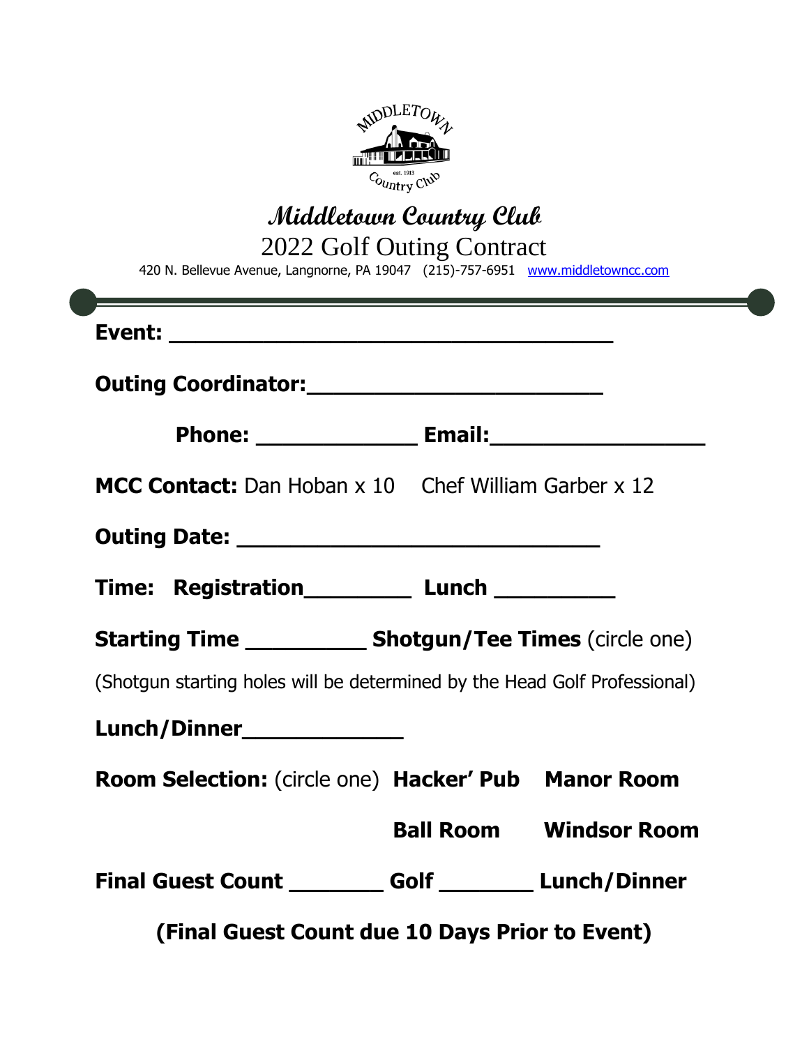# Middletown Country Club

## 2022 Golf Outing Contract

420 N. Bellevue Avenue, Langnorne, PA 19047 (215)-757-6951 www.middletowncc.com

**Event:** ___________________________________

**Outing Coordinator:**_______________________

**Phone:** _____________ **Email:**_________________

**MCC Contact:** Dan Hoban x 10 Chef William Garber x 12

**Outing Date:** ____________________________

**Time: Registration**________ **Lunch** _________

**Starting Time** _________ **Shotgun/Tee Times** (circle one)

(Shotgun starting holes will be determined by the Head Golf Professional)

**Lunch/Dinner**_____________

**Room Selection:** (circle one) **Hacker' Pub** **Manor Room**

**Ball Room** **Windsor Room**

**Final Guest Count** _______ **Golf** _______ **Lunch/Dinner**

**(Final Guest Count due 10 Days Prior to Event)**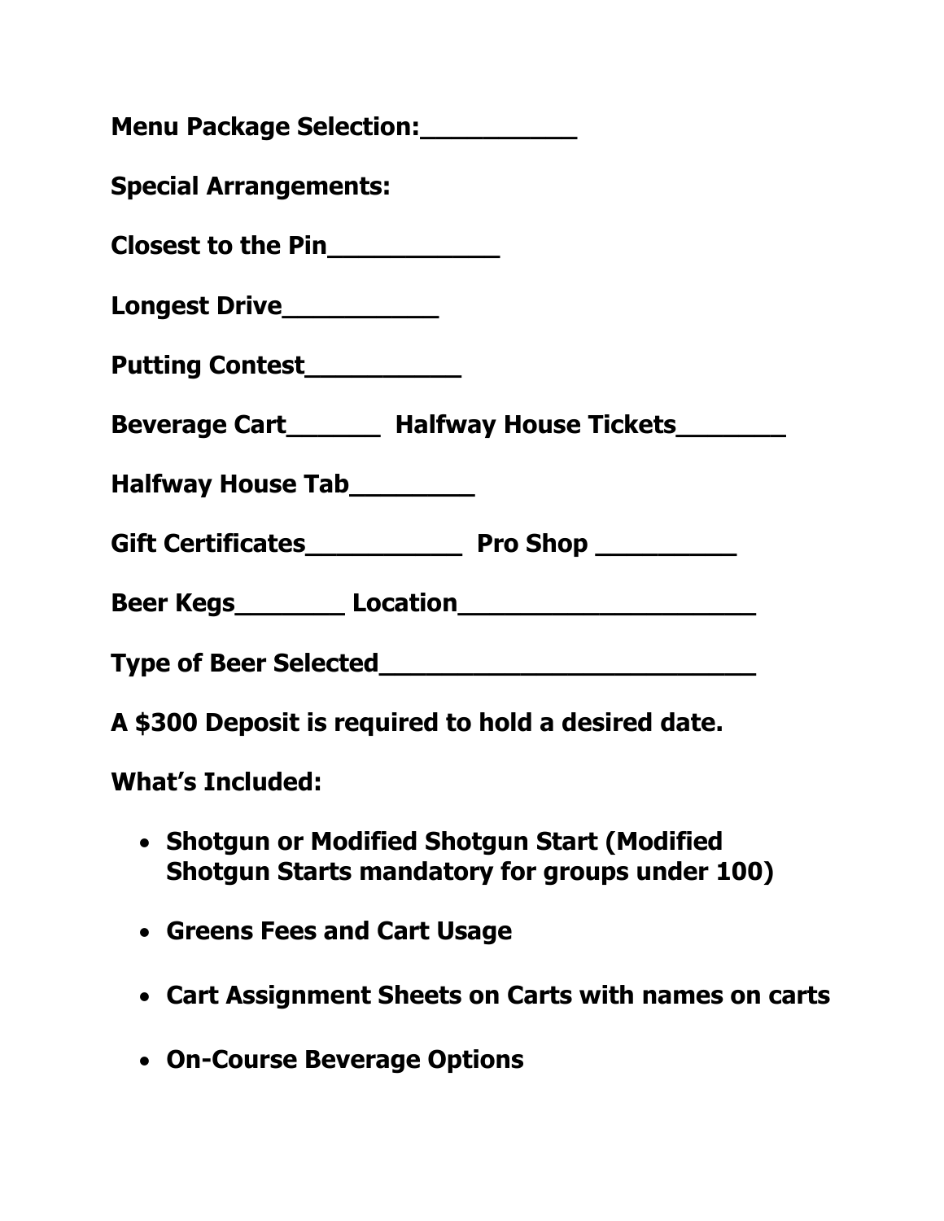**Menu Package Selection:__________**

**Special Arrangements:**

**Closest to the Pin___________**

**Longest Drive__________**

**Putting Contest__________**

**Beverage Cart______ Halfway House Tickets_______**

**Halfway House Tab________**

**Gift Certificates__________ Pro Shop _________**

**Beer Kegs_______ Location___________________**

**Type of Beer Selected________________________**

**A $300 Deposit is required to hold a desired date.**

**What's Included:**

- **Shotgun or Modified Shotgun Start (Modified Shotgun Starts mandatory for groups under 100)**
- **Greens Fees and Cart Usage**
- **Cart Assignment Sheets on Carts with names on carts**
- **On-Course Beverage Options**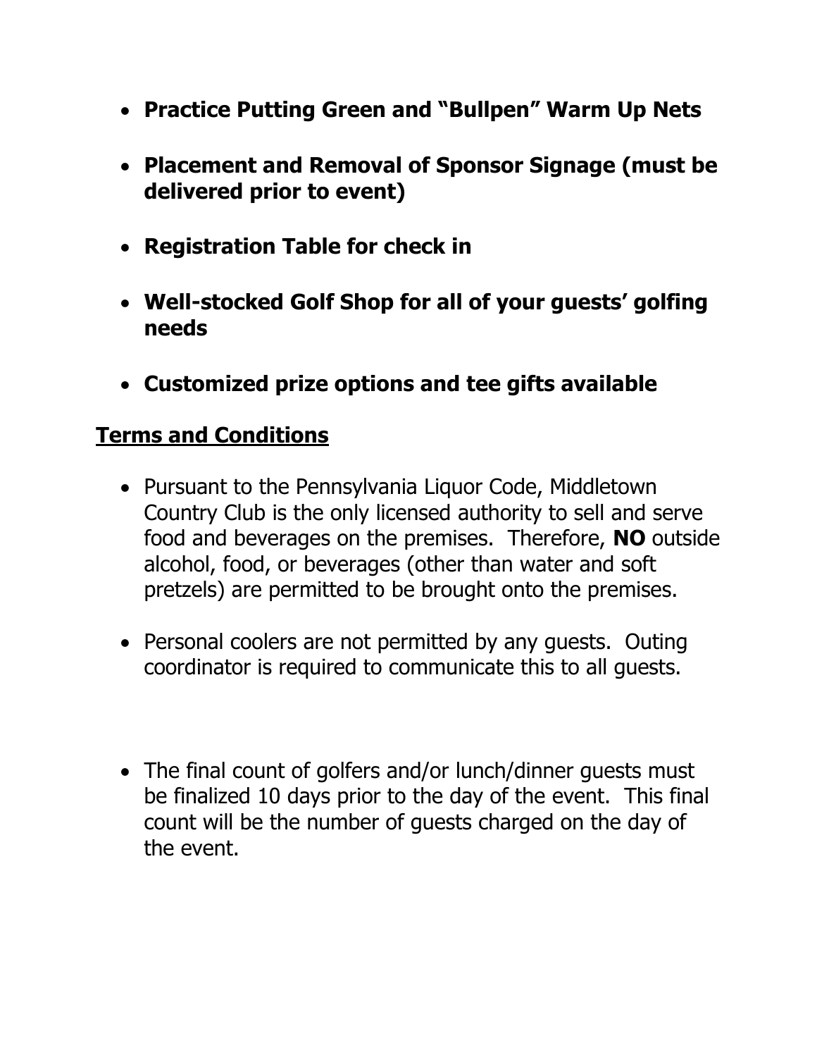- **Practice Putting Green and "Bullpen" Warm Up Nets**

- **Placement and Removal of Sponsor Signage (must be delivered prior to event)**

- **Registration Table for check in**

- **Well-stocked Golf Shop for all of your guests' golfing needs**

- **Customized prize options and tee gifts available**

## Terms and Conditions

- Pursuant to the Pennsylvania Liquor Code, Middletown Country Club is the only licensed authority to sell and serve food and beverages on the premises. Therefore, **NO** outside alcohol, food, or beverages (other than water and soft pretzels) are permitted to be brought onto the premises.

- Personal coolers are not permitted by any guests. Outing coordinator is required to communicate this to all guests.

- The final count of golfers and/or lunch/dinner guests must be finalized 10 days prior to the day of the event. This final count will be the number of guests charged on the day of the event.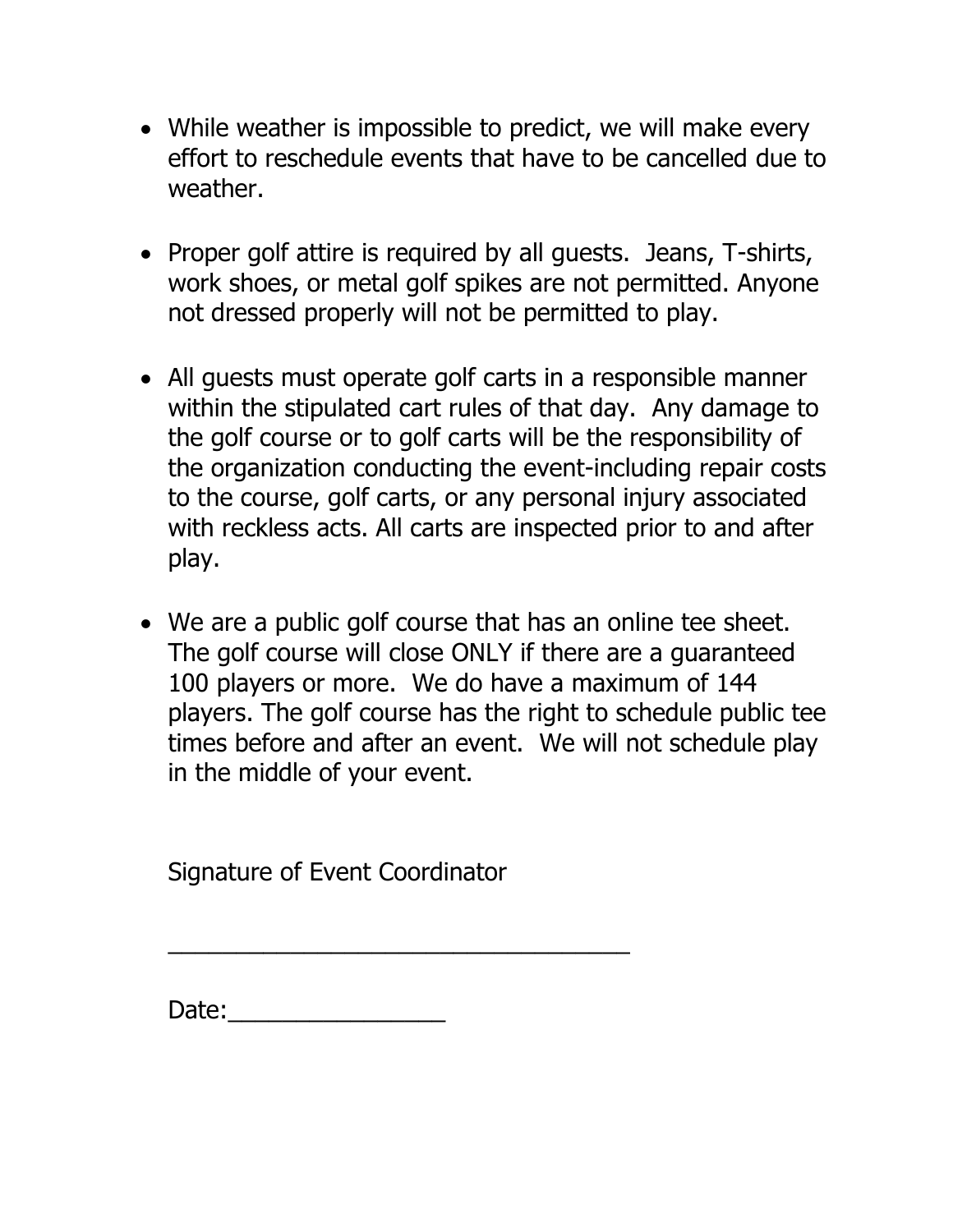- While weather is impossible to predict, we will make every effort to reschedule events that have to be cancelled due to weather.

- Proper golf attire is required by all guests. Jeans, T-shirts, work shoes, or metal golf spikes are not permitted. Anyone not dressed properly will not be permitted to play.

- All guests must operate golf carts in a responsible manner within the stipulated cart rules of that day. Any damage to the golf course or to golf carts will be the responsibility of the organization conducting the event-including repair costs to the course, golf carts, or any personal injury associated with reckless acts. All carts are inspected prior to and after play.

- We are a public golf course that has an online tee sheet. The golf course will close ONLY if there are a guaranteed 100 players or more. We do have a maximum of 144 players. The golf course has the right to schedule public tee times before and after an event. We will not schedule play in the middle of your event.

Signature of Event Coordinator

___________________________________

Date:________________